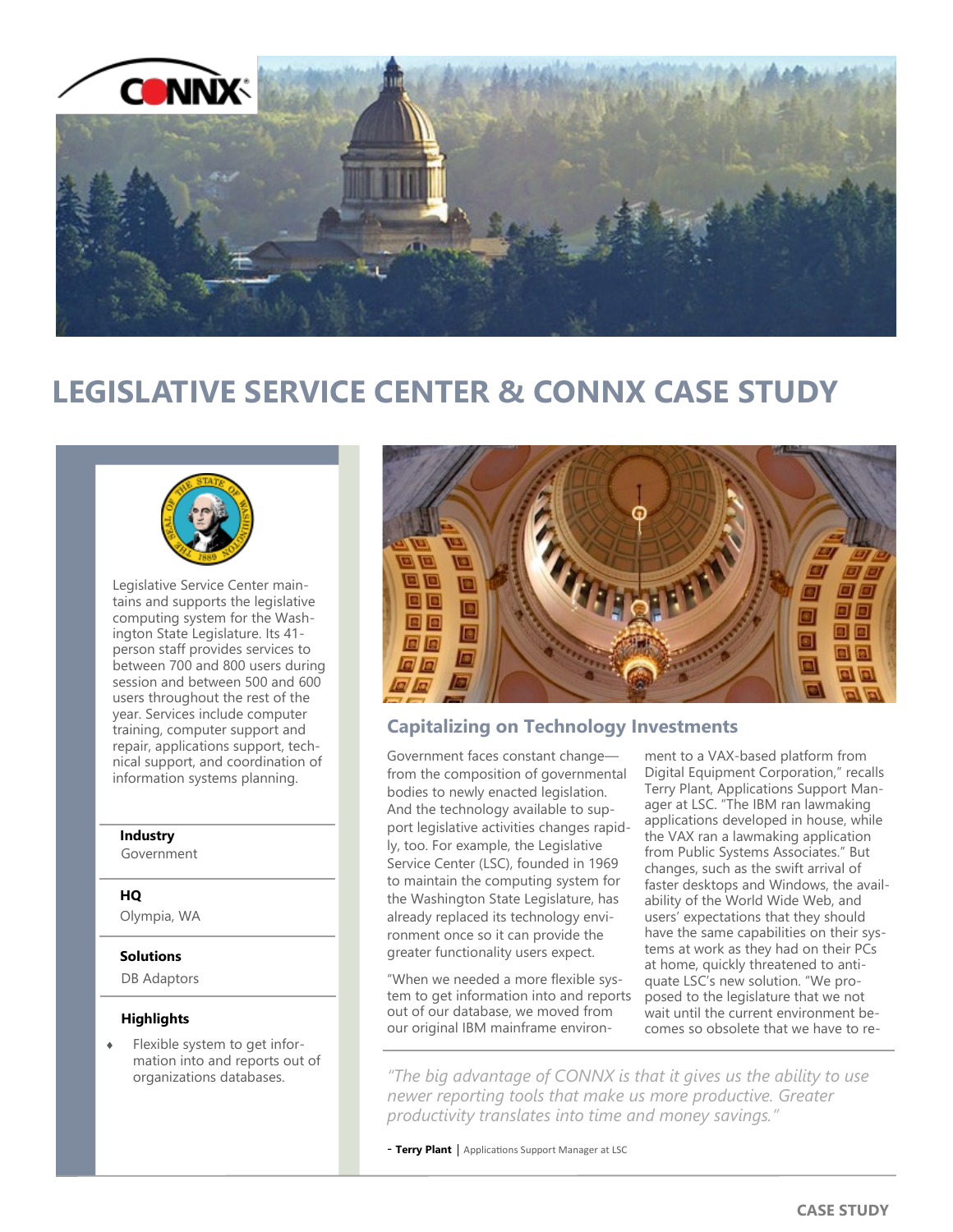# LEGISLATIVE SERVICE CENTER & CONNX CASE STUDY

Legislative Service Center maintains and supports the legislative computing system for the Washington State Legislature. Its 41-person staff provides services to between 700 and 800 users during session and between 500 and 600 users throughout the rest of the year. Services include computer training, computer support and repair, applications support, technical support, and coordination of information systems planning.

**Industry**
Government

**HQ**
Olympia, WA

**Solutions**
DB Adaptors

**Highlights**

- Flexible system to get information into and reports out of organizations databases.

## Capitalizing on Technology Investments

Government faces constant change—from the composition of governmental bodies to newly enacted legislation. And the technology available to support legislative activities changes rapidly, too. For example, the Legislative Service Center (LSC), founded in 1969 to maintain the computing system for the Washington State Legislature, has already replaced its technology environment once so it can provide the greater functionality users expect.

"When we needed a more flexible system to get information into and reports out of our database, we moved from our original IBM mainframe environment to a VAX-based platform from Digital Equipment Corporation," recalls Terry Plant, Applications Support Manager at LSC. "The IBM ran lawmaking applications developed in house, while the VAX ran a lawmaking application from Public Systems Associates." But changes, such as the swift arrival of faster desktops and Windows, the availability of the World Wide Web, and users' expectations that they should have the same capabilities on their systems at work as they had on their PCs at home, quickly threatened to antiquate LSC's new solution. "We proposed to the legislature that we not wait until the current environment becomes so obsolete that we have to re-

*"The big advantage of CONNX is that it gives us the ability to use newer reporting tools that make us more productive. Greater productivity translates into time and money savings."*

\- **Terry Plant** | Applications Support Manager at LSC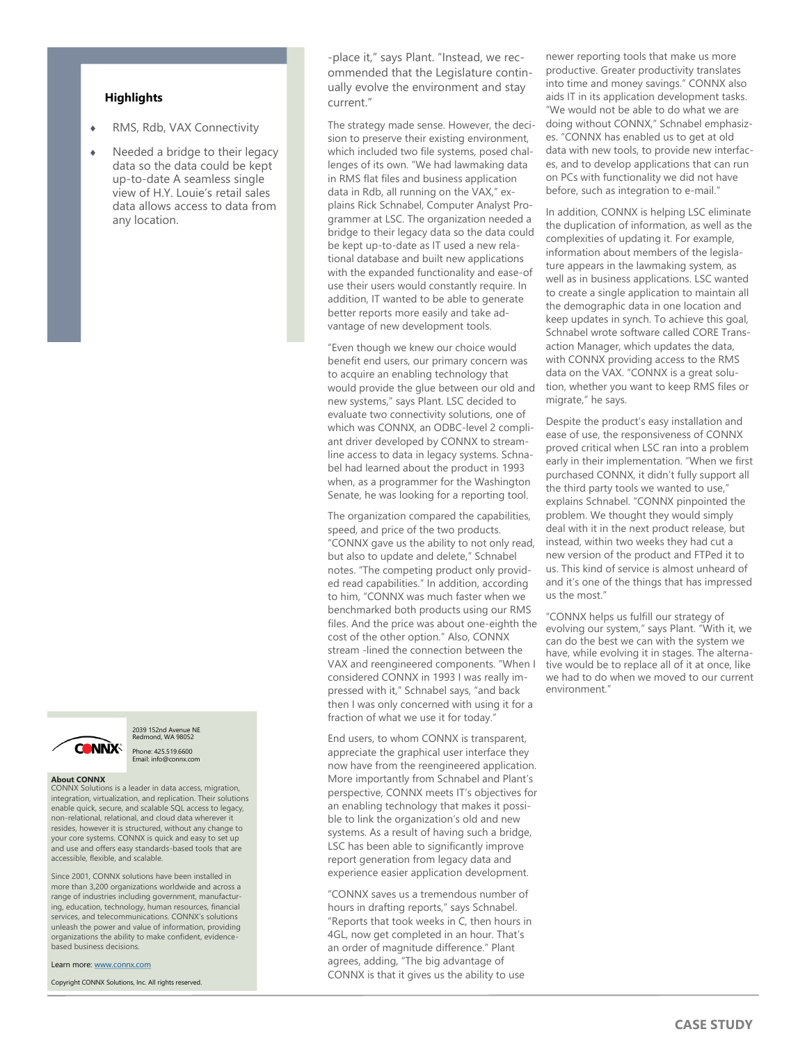### Highlights

- RMS, Rdb, VAX Connectivity
- Needed a bridge to their legacy data so the data could be kept up-to-date A seamless single view of H.Y. Louie's retail sales data allows access to data from any location.

-place it," says Plant. "Instead, we recommended that the Legislature continually evolve the environment and stay current."

The strategy made sense. However, the decision to preserve their existing environment, which included two file systems, posed challenges of its own. "We had lawmaking data in RMS flat files and business application data in Rdb, all running on the VAX," explains Rick Schnabel, Computer Analyst Programmer at LSC. The organization needed a bridge to their legacy data so the data could be kept up-to-date as IT used a new relational database and built new applications with the expanded functionality and ease-of use their users would constantly require. In addition, IT wanted to be able to generate better reports more easily and take advantage of new development tools.

"Even though we knew our choice would benefit end users, our primary concern was to acquire an enabling technology that would provide the glue between our old and new systems," says Plant. LSC decided to evaluate two connectivity solutions, one of which was CONNX, an ODBC-level 2 compliant driver developed by CONNX to streamline access to data in legacy systems. Schnabel had learned about the product in 1993 when, as a programmer for the Washington Senate, he was looking for a reporting tool.

The organization compared the capabilities, speed, and price of the two products. "CONNX gave us the ability to not only read, but also to update and delete," Schnabel notes. "The competing product only provided read capabilities." In addition, according to him, "CONNX was much faster when we benchmarked both products using our RMS files. And the price was about one-eighth the cost of the other option." Also, CONNX stream -lined the connection between the VAX and reengineered components. "When I considered CONNX in 1993 I was really impressed with it," Schnabel says, "and back then I was only concerned with using it for a fraction of what we use it for today."

End users, to whom CONNX is transparent, appreciate the graphical user interface they now have from the reengineered application. More importantly from Schnabel and Plant's perspective, CONNX meets IT's objectives for an enabling technology that makes it possible to link the organization's old and new systems. As a result of having such a bridge, LSC has been able to significantly improve report generation from legacy data and experience easier application development.

"CONNX saves us a tremendous number of hours in drafting reports," says Schnabel. "Reports that took weeks in C, then hours in 4GL, now get completed in an hour. That's an order of magnitude difference." Plant agrees, adding, "The big advantage of CONNX is that it gives us the ability to use newer reporting tools that make us more productive. Greater productivity translates into time and money savings." CONNX also aids IT in its application development tasks. "We would not be able to do what we are doing without CONNX," Schnabel emphasizes. "CONNX has enabled us to get at old data with new tools, to provide new interfaces, and to develop applications that can run on PCs with functionality we did not have before, such as integration to e-mail."

In addition, CONNX is helping LSC eliminate the duplication of information, as well as the complexities of updating it. For example, information about members of the legislature appears in the lawmaking system, as well as in business applications. LSC wanted to create a single application to maintain all the demographic data in one location and keep updates in synch. To achieve this goal, Schnabel wrote software called CORE Transaction Manager, which updates the data, with CONNX providing access to the RMS data on the VAX. "CONNX is a great solution, whether you want to keep RMS files or migrate," he says.

Despite the product's easy installation and ease of use, the responsiveness of CONNX proved critical when LSC ran into a problem early in their implementation. "When we first purchased CONNX, it didn't fully support all the third party tools we wanted to use," explains Schnabel. "CONNX pinpointed the problem. We thought they would simply deal with it in the next product release, but instead, within two weeks they had cut a new version of the product and FTPed it to us. This kind of service is almost unheard of and it's one of the things that has impressed us the most."

"CONNX helps us fulfill our strategy of evolving our system," says Plant. "With it, we can do the best we can with the system we have, while evolving it in stages. The alternative would be to replace all of it at once, like we had to do when we moved to our current environment."

CONNX

2039 152nd Avenue NE
Redmond, WA 98052

Phone: 425.519.6600
Email: info@connx.com

**About CONNX**
CONNX Solutions is a leader in data access, migration, integration, virtualization, and replication. Their solutions enable quick, secure, and scalable SQL access to legacy, non-relational, relational, and cloud data wherever it resides, however it is structured, without any change to your core systems. CONNX is quick and easy to set up and use and offers easy standards-based tools that are accessible, flexible, and scalable.

Since 2001, CONNX solutions have been installed in more than 3,200 organizations worldwide and across a range of industries including government, manufacturing, education, technology, human resources, financial services, and telecommunications. CONNX's solutions unleash the power and value of information, providing organizations the ability to make confident, evidence-based business decisions.

Learn more: [www.connx.com](http://www.connx.com)

Copyright CONNX Solutions, Inc. All rights reserved.